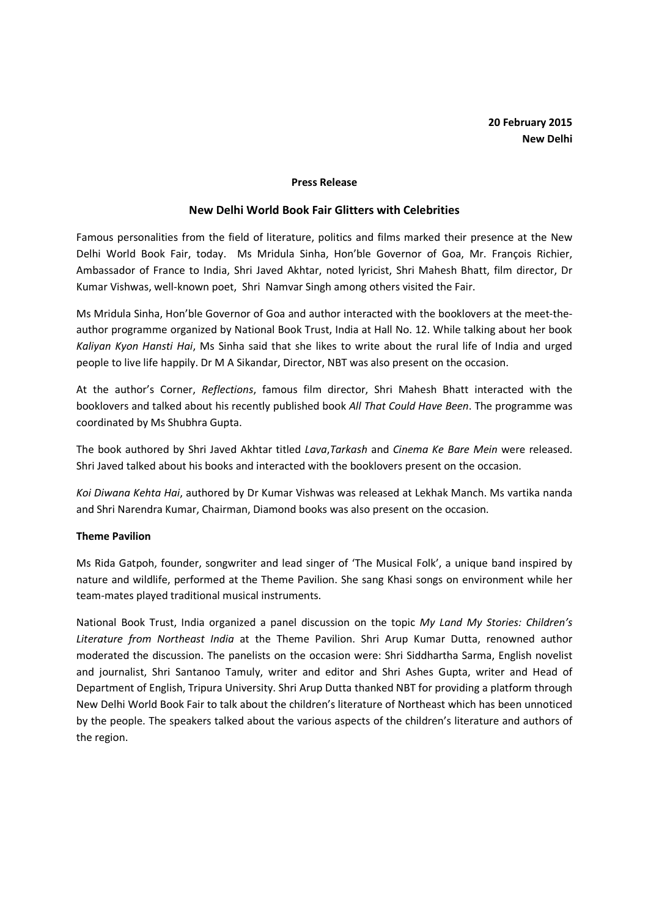**20 February 2015**
**New Delhi**

**Press Release**

## New Delhi World Book Fair Glitters with Celebrities

Famous personalities from the field of literature, politics and films marked their presence at the New Delhi World Book Fair, today. Ms Mridula Sinha, Hon'ble Governor of Goa, Mr. François Richier, Ambassador of France to India, Shri Javed Akhtar, noted lyricist, Shri Mahesh Bhatt, film director, Dr Kumar Vishwas, well-known poet, Shri Namvar Singh among others visited the Fair.

Ms Mridula Sinha, Hon'ble Governor of Goa and author interacted with the booklovers at the meet-the-author programme organized by National Book Trust, India at Hall No. 12. While talking about her book *Kaliyan Kyon Hansti Hai*, Ms Sinha said that she likes to write about the rural life of India and urged people to live life happily. Dr M A Sikandar, Director, NBT was also present on the occasion.

At the author's Corner, *Reflections*, famous film director, Shri Mahesh Bhatt interacted with the booklovers and talked about his recently published book *All That Could Have Been*. The programme was coordinated by Ms Shubhra Gupta.

The book authored by Shri Javed Akhtar titled *Lava*,*Tarkash* and *Cinema Ke Bare Mein* were released. Shri Javed talked about his books and interacted with the booklovers present on the occasion.

*Koi Diwana Kehta Hai*, authored by Dr Kumar Vishwas was released at Lekhak Manch. Ms vartika nanda and Shri Narendra Kumar, Chairman, Diamond books was also present on the occasion.

**Theme Pavilion**

Ms Rida Gatpoh, founder, songwriter and lead singer of 'The Musical Folk', a unique band inspired by nature and wildlife, performed at the Theme Pavilion. She sang Khasi songs on environment while her team-mates played traditional musical instruments.

National Book Trust, India organized a panel discussion on the topic *My Land My Stories: Children's Literature from Northeast India* at the Theme Pavilion. Shri Arup Kumar Dutta, renowned author moderated the discussion. The panelists on the occasion were: Shri Siddhartha Sarma, English novelist and journalist, Shri Santanoo Tamuly, writer and editor and Shri Ashes Gupta, writer and Head of Department of English, Tripura University. Shri Arup Dutta thanked NBT for providing a platform through New Delhi World Book Fair to talk about the children's literature of Northeast which has been unnoticed by the people. The speakers talked about the various aspects of the children's literature and authors of the region.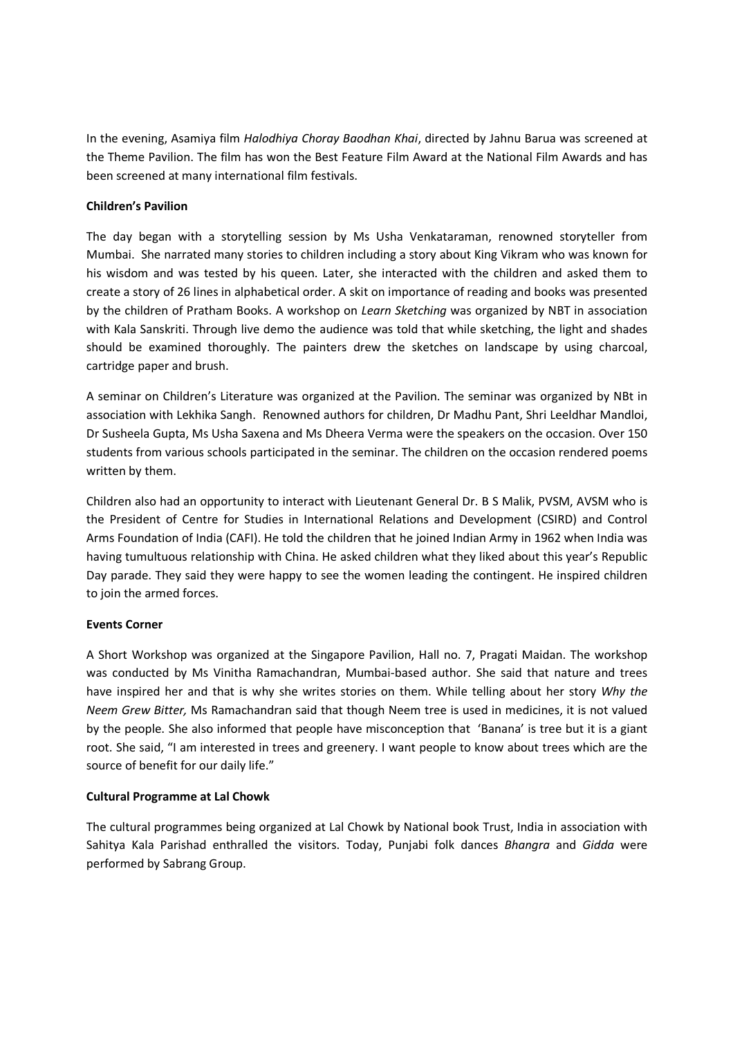In the evening, Asamiya film *Halodhiya Choray Baodhan Khai*, directed by Jahnu Barua was screened at the Theme Pavilion. The film has won the Best Feature Film Award at the National Film Awards and has been screened at many international film festivals.

**Children's Pavilion**

The day began with a storytelling session by Ms Usha Venkataraman, renowned storyteller from Mumbai. She narrated many stories to children including a story about King Vikram who was known for his wisdom and was tested by his queen. Later, she interacted with the children and asked them to create a story of 26 lines in alphabetical order. A skit on importance of reading and books was presented by the children of Pratham Books. A workshop on *Learn Sketching* was organized by NBT in association with Kala Sanskriti. Through live demo the audience was told that while sketching, the light and shades should be examined thoroughly. The painters drew the sketches on landscape by using charcoal, cartridge paper and brush.

A seminar on Children's Literature was organized at the Pavilion. The seminar was organized by NBt in association with Lekhika Sangh. Renowned authors for children, Dr Madhu Pant, Shri Leeldhar Mandloi, Dr Susheela Gupta, Ms Usha Saxena and Ms Dheera Verma were the speakers on the occasion. Over 150 students from various schools participated in the seminar. The children on the occasion rendered poems written by them.

Children also had an opportunity to interact with Lieutenant General Dr. B S Malik, PVSM, AVSM who is the President of Centre for Studies in International Relations and Development (CSIRD) and Control Arms Foundation of India (CAFI). He told the children that he joined Indian Army in 1962 when India was having tumultuous relationship with China. He asked children what they liked about this year's Republic Day parade. They said they were happy to see the women leading the contingent. He inspired children to join the armed forces.

**Events Corner**

A Short Workshop was organized at the Singapore Pavilion, Hall no. 7, Pragati Maidan. The workshop was conducted by Ms Vinitha Ramachandran, Mumbai-based author. She said that nature and trees have inspired her and that is why she writes stories on them. While telling about her story *Why the Neem Grew Bitter,* Ms Ramachandran said that though Neem tree is used in medicines, it is not valued by the people. She also informed that people have misconception that 'Banana' is tree but it is a giant root. She said, "I am interested in trees and greenery. I want people to know about trees which are the source of benefit for our daily life."

**Cultural Programme at Lal Chowk**

The cultural programmes being organized at Lal Chowk by National book Trust, India in association with Sahitya Kala Parishad enthralled the visitors. Today, Punjabi folk dances *Bhangra* and *Gidda* were performed by Sabrang Group.